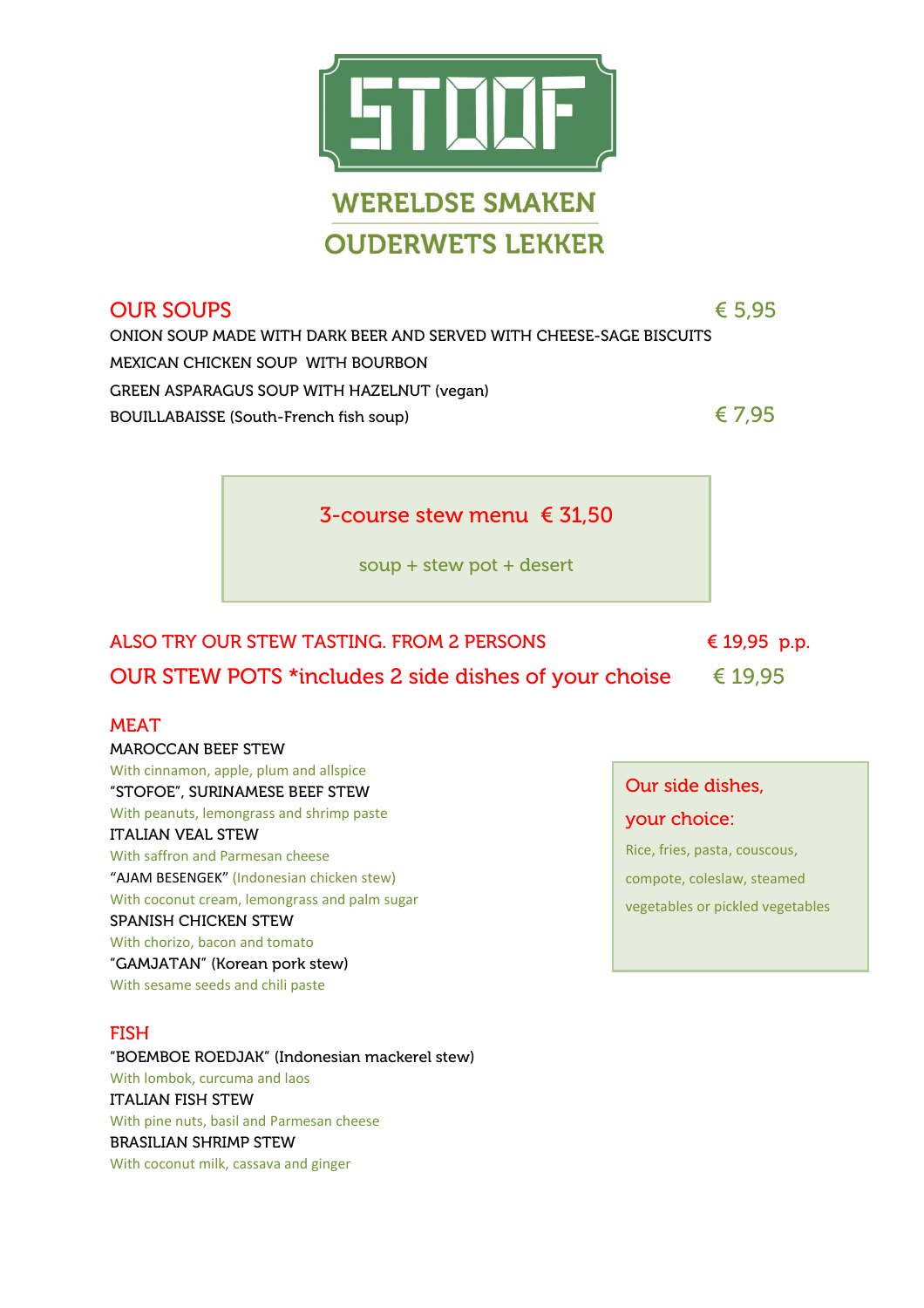# STOOF

**WERELDSE SMAKEN**
**OUDERWETS LEKKER**

## OUR SOUPS — € 5,95

ONION SOUP MADE WITH DARK BEER AND SERVED WITH CHEESE-SAGE BISCUITS
MEXICAN CHICKEN SOUP WITH BOURBON
GREEN ASPARAGUS SOUP WITH HAZELNUT (vegan)
BOUILLABAISSE (South-French fish soup) — € 7,95

**3-course stew menu € 31,50**

soup + stew pot + desert

ALSO TRY OUR STEW TASTING. FROM 2 PERSONS — € 19,95 p.p.

## OUR STEW POTS *includes 2 side dishes of your choise — € 19,95

### MEAT

MAROCCAN BEEF STEW
With cinnamon, apple, plum and allspice
"STOFOE", SURINAMESE BEEF STEW
With peanuts, lemongrass and shrimp paste
ITALIAN VEAL STEW
With saffron and Parmesan cheese
"AJAM BESENGEK" (Indonesian chicken stew)
With coconut cream, lemongrass and palm sugar
SPANISH CHICKEN STEW
With chorizo, bacon and tomato
"GAMJATAN" (Korean pork stew)
With sesame seeds and chili paste

### FISH

"BOEMBOE ROEDJAK" (Indonesian mackerel stew)
With lombok, curcuma and laos
ITALIAN FISH STEW
With pine nuts, basil and Parmesan cheese
BRASILIAN SHRIMP STEW
With coconut milk, cassava and ginger

**Our side dishes, your choice:**

Rice, fries, pasta, couscous, compote, coleslaw, steamed vegetables or pickled vegetables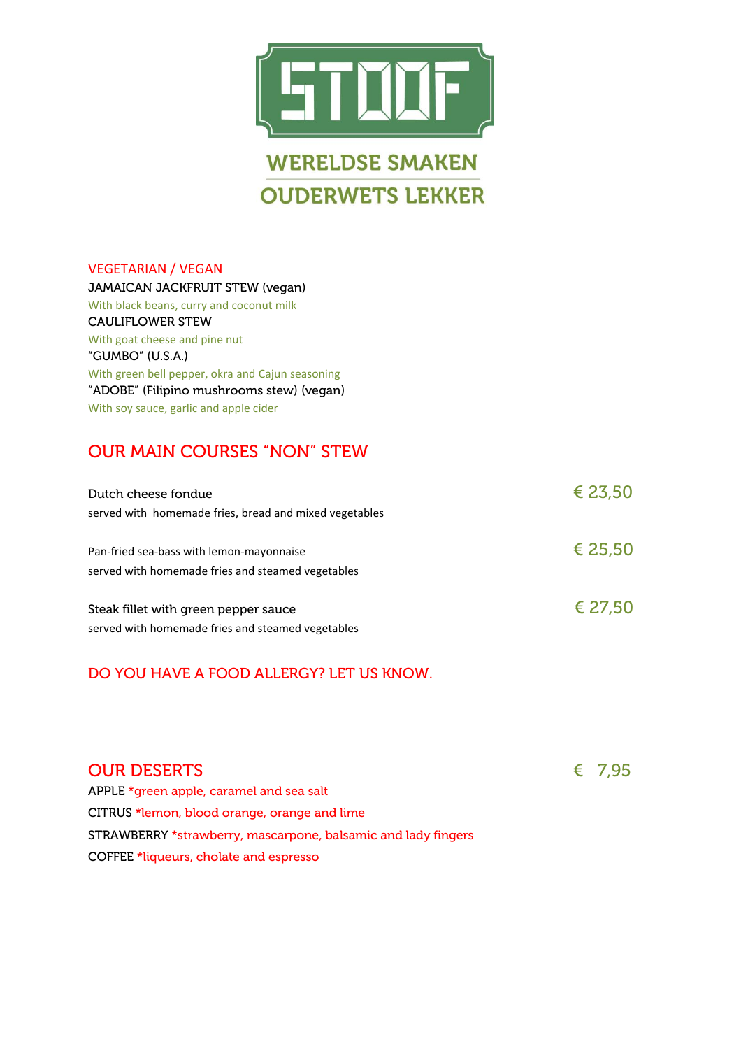# STOOF

WERELDSE SMAKEN

OUDERWETS LEKKER

## VEGETARIAN / VEGAN

JAMAICAN JACKFRUIT STEW (vegan)

With black beans, curry and coconut milk

CAULIFLOWER STEW

With goat cheese and pine nut

"GUMBO" (U.S.A.)

With green bell pepper, okra and Cajun seasoning

"ADOBE" (Filipino mushrooms stew) (vegan)

With soy sauce, garlic and apple cider

## OUR MAIN COURSES "NON" STEW

Dutch cheese fondue — € 23,50

served with homemade fries, bread and mixed vegetables

Pan-fried sea-bass with lemon-mayonnaise — € 25,50

served with homemade fries and steamed vegetables

Steak fillet with green pepper sauce — € 27,50

served with homemade fries and steamed vegetables

## DO YOU HAVE A FOOD ALLERGY? LET US KNOW.

## OUR DESERTS — € 7,95

APPLE *green apple, caramel and sea salt

CITRUS *lemon, blood orange, orange and lime

STRAWBERRY *strawberry, mascarpone, balsamic and lady fingers

COFFEE *liqueurs, cholate and espresso